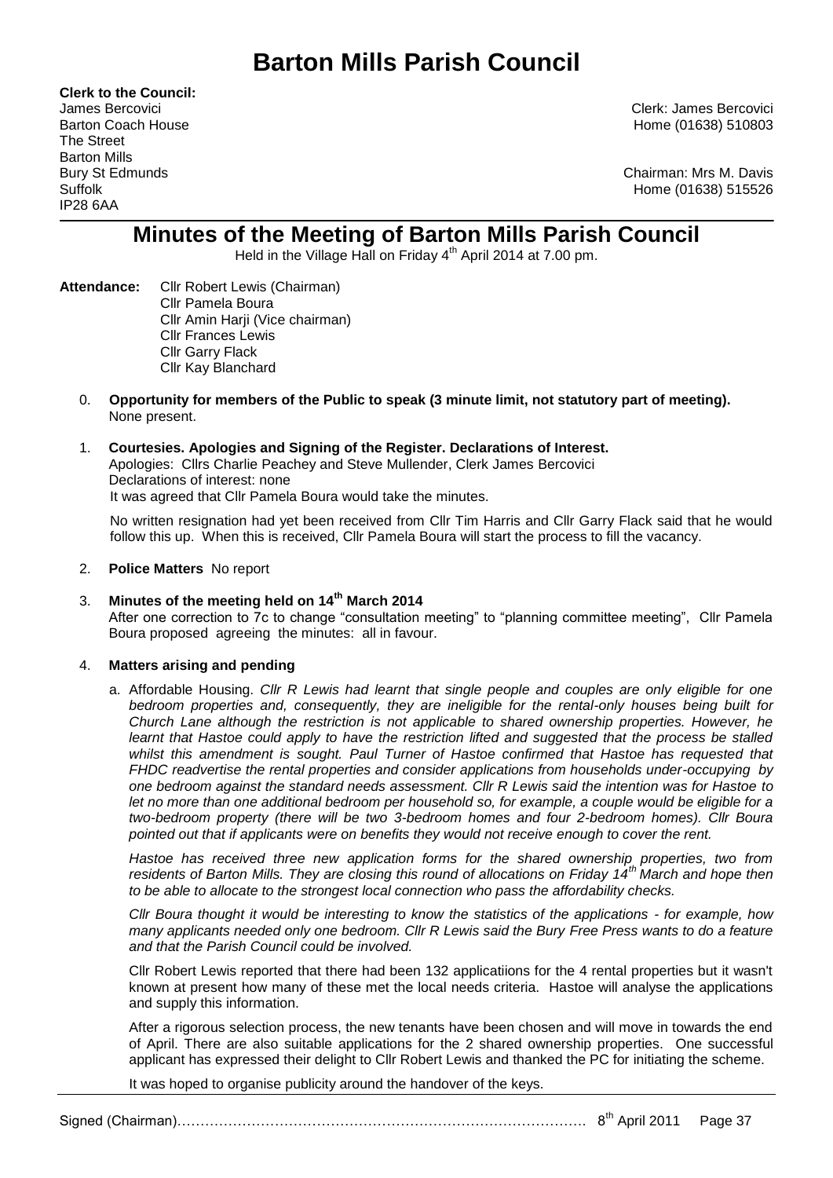# Barton Mills Parish Council

**Clerk to the Council:**
James Bercovici
Barton Coach House
The Street
Barton Mills
Bury St Edmunds
Suffolk
IP28 6AA

Clerk: James Bercovici
Home (01638) 510803

Chairman: Mrs M. Davis
Home (01638) 515526

## Minutes of the Meeting of Barton Mills Parish Council

Held in the Village Hall on Friday 4th April 2014 at 7.00 pm.

**Attendance:** Cllr Robert Lewis (Chairman)
Cllr Pamela Boura
Cllr Amin Harji (Vice chairman)
Cllr Frances Lewis
Cllr Garry Flack
Cllr Kay Blanchard

0. **Opportunity for members of the Public to speak (3 minute limit, not statutory part of meeting).**
None present.

1. **Courtesies. Apologies and Signing of the Register. Declarations of Interest.**
Apologies: Cllrs Charlie Peachey and Steve Mullender, Clerk James Bercovici
Declarations of interest: none
It was agreed that Cllr Pamela Boura would take the minutes.

   No written resignation had yet been received from Cllr Tim Harris and Cllr Garry Flack said that he would follow this up. When this is received, Cllr Pamela Boura will start the process to fill the vacancy.

2. **Police Matters** No report

3. **Minutes of the meeting held on 14th March 2014**
After one correction to 7c to change "consultation meeting" to "planning committee meeting", Cllr Pamela Boura proposed agreeing the minutes: all in favour.

4. **Matters arising and pending**

   a. Affordable Housing. *Cllr R Lewis had learnt that single people and couples are only eligible for one bedroom properties and, consequently, they are ineligible for the rental-only houses being built for Church Lane although the restriction is not applicable to shared ownership properties. However, he learnt that Hastoe could apply to have the restriction lifted and suggested that the process be stalled whilst this amendment is sought. Paul Turner of Hastoe confirmed that Hastoe has requested that FHDC readvertise the rental properties and consider applications from households under-occupying by one bedroom against the standard needs assessment. Cllr R Lewis said the intention was for Hastoe to let no more than one additional bedroom per household so, for example, a couple would be eligible for a two-bedroom property (there will be two 3-bedroom homes and four 2-bedroom homes). Cllr Boura pointed out that if applicants were on benefits they would not receive enough to cover the rent.*

      *Hastoe has received three new application forms for the shared ownership properties, two from residents of Barton Mills. They are closing this round of allocations on Friday 14th March and hope then to be able to allocate to the strongest local connection who pass the affordability checks.*

      *Cllr Boura thought it would be interesting to know the statistics of the applications - for example, how many applicants needed only one bedroom. Cllr R Lewis said the Bury Free Press wants to do a feature and that the Parish Council could be involved.*

      Cllr Robert Lewis reported that there had been 132 applicatiions for the 4 rental properties but it wasn't known at present how many of these met the local needs criteria. Hastoe will analyse the applications and supply this information.

      After a rigorous selection process, the new tenants have been chosen and will move in towards the end of April. There are also suitable applications for the 2 shared ownership properties. One successful applicant has expressed their delight to Cllr Robert Lewis and thanked the PC for initiating the scheme.

      It was hoped to organise publicity around the handover of the keys.

Signed (Chairman)……………………………………………………………………………… 8th April 2011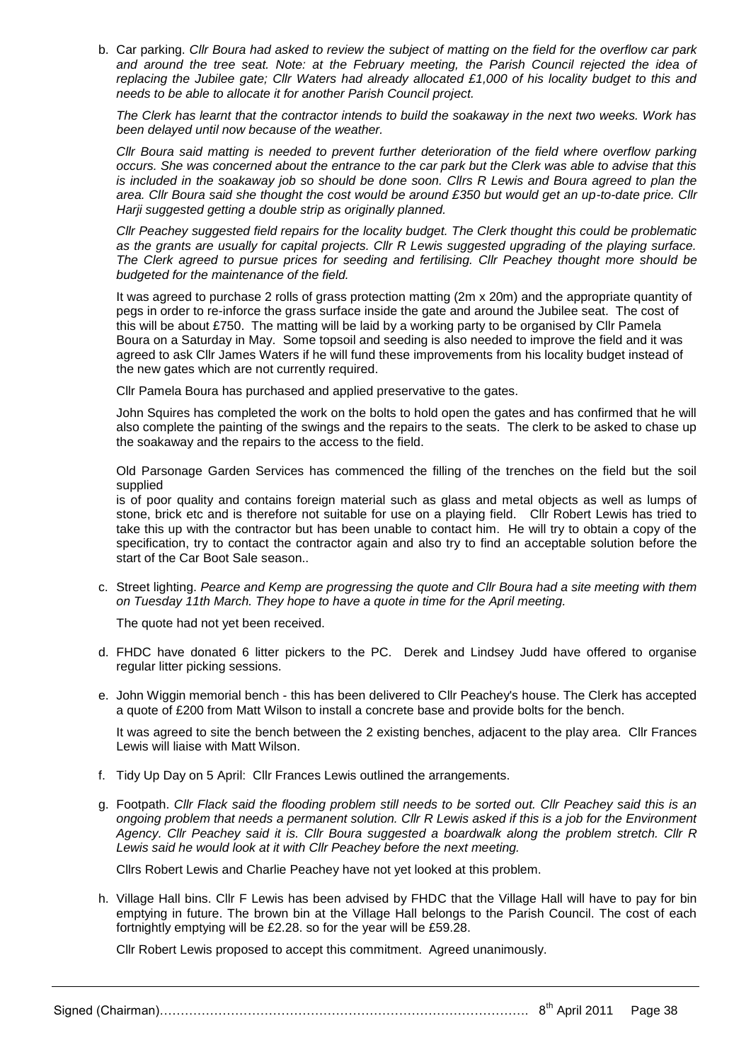b. Car parking. *Cllr Boura had asked to review the subject of matting on the field for the overflow car park and around the tree seat. Note: at the February meeting, the Parish Council rejected the idea of replacing the Jubilee gate; Cllr Waters had already allocated £1,000 of his locality budget to this and needs to be able to allocate it for another Parish Council project.*

   *The Clerk has learnt that the contractor intends to build the soakaway in the next two weeks. Work has been delayed until now because of the weather.*

   *Cllr Boura said matting is needed to prevent further deterioration of the field where overflow parking occurs. She was concerned about the entrance to the car park but the Clerk was able to advise that this is included in the soakaway job so should be done soon. Cllrs R Lewis and Boura agreed to plan the area. Cllr Boura said she thought the cost would be around £350 but would get an up-to-date price. Cllr Harji suggested getting a double strip as originally planned.*

   *Cllr Peachey suggested field repairs for the locality budget. The Clerk thought this could be problematic as the grants are usually for capital projects. Cllr R Lewis suggested upgrading of the playing surface. The Clerk agreed to pursue prices for seeding and fertilising. Cllr Peachey thought more should be budgeted for the maintenance of the field.*

   It was agreed to purchase 2 rolls of grass protection matting (2m x 20m) and the appropriate quantity of pegs in order to re-inforce the grass surface inside the gate and around the Jubilee seat. The cost of this will be about £750. The matting will be laid by a working party to be organised by Cllr Pamela Boura on a Saturday in May. Some topsoil and seeding is also needed to improve the field and it was agreed to ask Cllr James Waters if he will fund these improvements from his locality budget instead of the new gates which are not currently required.

   Cllr Pamela Boura has purchased and applied preservative to the gates.

   John Squires has completed the work on the bolts to hold open the gates and has confirmed that he will also complete the painting of the swings and the repairs to the seats. The clerk to be asked to chase up the soakaway and the repairs to the access to the field.

   Old Parsonage Garden Services has commenced the filling of the trenches on the field but the soil supplied
   is of poor quality and contains foreign material such as glass and metal objects as well as lumps of stone, brick etc and is therefore not suitable for use on a playing field. Cllr Robert Lewis has tried to take this up with the contractor but has been unable to contact him. He will try to obtain a copy of the specification, try to contact the contractor again and also try to find an acceptable solution before the start of the Car Boot Sale season..

c. Street lighting. *Pearce and Kemp are progressing the quote and Cllr Boura had a site meeting with them on Tuesday 11th March. They hope to have a quote in time for the April meeting.*

   The quote had not yet been received.

d. FHDC have donated 6 litter pickers to the PC. Derek and Lindsey Judd have offered to organise regular litter picking sessions.

e. John Wiggin memorial bench - this has been delivered to Cllr Peachey's house. The Clerk has accepted a quote of £200 from Matt Wilson to install a concrete base and provide bolts for the bench.

   It was agreed to site the bench between the 2 existing benches, adjacent to the play area. Cllr Frances Lewis will liaise with Matt Wilson.

f. Tidy Up Day on 5 April: Cllr Frances Lewis outlined the arrangements.

g. Footpath. *Cllr Flack said the flooding problem still needs to be sorted out. Cllr Peachey said this is an ongoing problem that needs a permanent solution. Cllr R Lewis asked if this is a job for the Environment Agency. Cllr Peachey said it is. Cllr Boura suggested a boardwalk along the problem stretch. Cllr R Lewis said he would look at it with Cllr Peachey before the next meeting.*

   Cllrs Robert Lewis and Charlie Peachey have not yet looked at this problem.

h. Village Hall bins. Cllr F Lewis has been advised by FHDC that the Village Hall will have to pay for bin emptying in future. The brown bin at the Village Hall belongs to the Parish Council. The cost of each fortnightly emptying will be £2.28. so for the year will be £59.28.

   Cllr Robert Lewis proposed to accept this commitment. Agreed unanimously.

Signed (Chairman)……………………………………………………………………………… 8th April 2011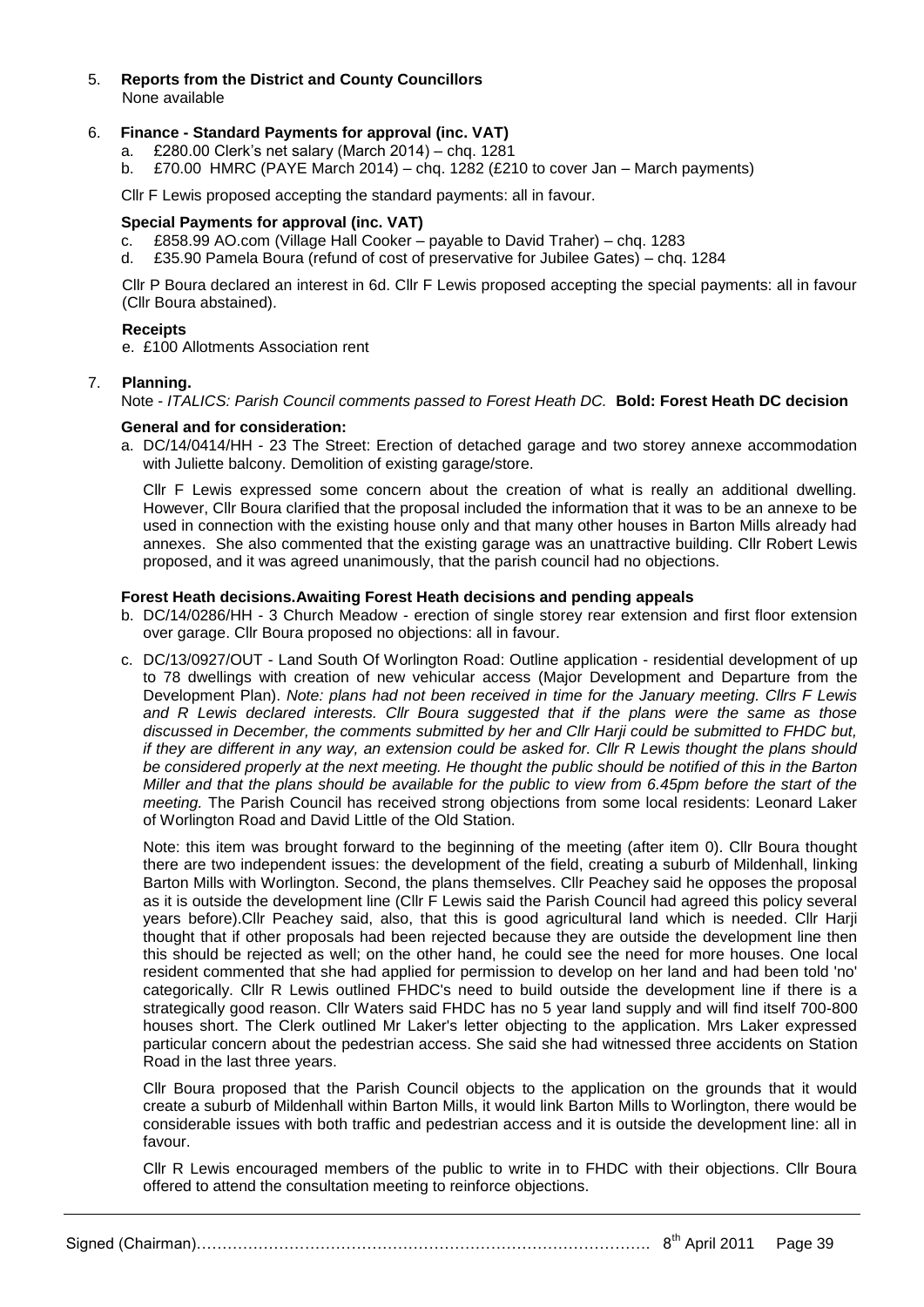5. **Reports from the District and County Councillors**
   None available

6. **Finance - Standard Payments for approval (inc. VAT)**
   a. £280.00 Clerk's net salary (March 2014) – chq. 1281
   b. £70.00 HMRC (PAYE March 2014) – chq. 1282 (£210 to cover Jan – March payments)

   Cllr F Lewis proposed accepting the standard payments: all in favour.

   **Special Payments for approval (inc. VAT)**

   c. £858.99 AO.com (Village Hall Cooker – payable to David Traher) – chq. 1283
   d. £35.90 Pamela Boura (refund of cost of preservative for Jubilee Gates) – chq. 1284

   Cllr P Boura declared an interest in 6d. Cllr F Lewis proposed accepting the special payments: all in favour (Cllr Boura abstained).

   **Receipts**

   e. £100 Allotments Association rent

7. **Planning.**
   Note - *ITALICS: Parish Council comments passed to Forest Heath DC.* **Bold: Forest Heath DC decision**

   **General and for consideration:**

   a. DC/14/0414/HH - 23 The Street: Erection of detached garage and two storey annexe accommodation with Juliette balcony. Demolition of existing garage/store.

   Cllr F Lewis expressed some concern about the creation of what is really an additional dwelling. However, Cllr Boura clarified that the proposal included the information that it was to be an annexe to be used in connection with the existing house only and that many other houses in Barton Mills already had annexes. She also commented that the existing garage was an unattractive building. Cllr Robert Lewis proposed, and it was agreed unanimously, that the parish council had no objections.

   **Forest Heath decisions.Awaiting Forest Heath decisions and pending appeals**

   b. DC/14/0286/HH - 3 Church Meadow - erection of single storey rear extension and first floor extension over garage. Cllr Boura proposed no objections: all in favour.

   c. DC/13/0927/OUT - Land South Of Worlington Road: Outline application - residential development of up to 78 dwellings with creation of new vehicular access (Major Development and Departure from the Development Plan). *Note: plans had not been received in time for the January meeting. Cllrs F Lewis and R Lewis declared interests. Cllr Boura suggested that if the plans were the same as those discussed in December, the comments submitted by her and Cllr Harji could be submitted to FHDC but, if they are different in any way, an extension could be asked for. Cllr R Lewis thought the plans should be considered properly at the next meeting. He thought the public should be notified of this in the Barton Miller and that the plans should be available for the public to view from 6.45pm before the start of the meeting.* The Parish Council has received strong objections from some local residents: Leonard Laker of Worlington Road and David Little of the Old Station.

   Note: this item was brought forward to the beginning of the meeting (after item 0). Cllr Boura thought there are two independent issues: the development of the field, creating a suburb of Mildenhall, linking Barton Mills with Worlington. Second, the plans themselves. Cllr Peachey said he opposes the proposal as it is outside the development line (Cllr F Lewis said the Parish Council had agreed this policy several years before).Cllr Peachey said, also, that this is good agricultural land which is needed. Cllr Harji thought that if other proposals had been rejected because they are outside the development line then this should be rejected as well; on the other hand, he could see the need for more houses. One local resident commented that she had applied for permission to develop on her land and had been told 'no' categorically. Cllr R Lewis outlined FHDC's need to build outside the development line if there is a strategically good reason. Cllr Waters said FHDC has no 5 year land supply and will find itself 700-800 houses short. The Clerk outlined Mr Laker's letter objecting to the application. Mrs Laker expressed particular concern about the pedestrian access. She said she had witnessed three accidents on Station Road in the last three years.

   Cllr Boura proposed that the Parish Council objects to the application on the grounds that it would create a suburb of Mildenhall within Barton Mills, it would link Barton Mills to Worlington, there would be considerable issues with both traffic and pedestrian access and it is outside the development line: all in favour.

   Cllr R Lewis encouraged members of the public to write in to FHDC with their objections. Cllr Boura offered to attend the consultation meeting to reinforce objections.

Signed (Chairman)……………………………………………………………………………… 8th April 2011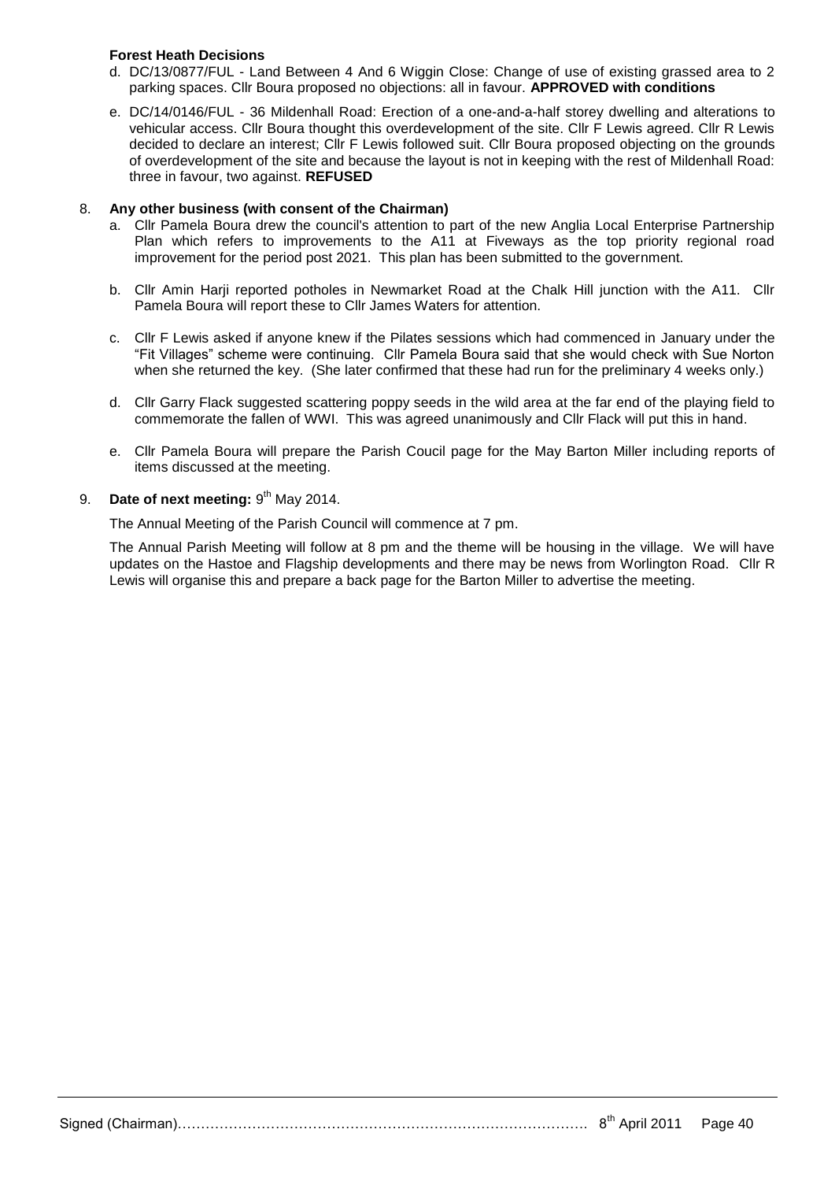**Forest Heath Decisions**

d. DC/13/0877/FUL - Land Between 4 And 6 Wiggin Close: Change of use of existing grassed area to 2 parking spaces. Cllr Boura proposed no objections: all in favour. **APPROVED with conditions**

e. DC/14/0146/FUL - 36 Mildenhall Road: Erection of a one-and-a-half storey dwelling and alterations to vehicular access. Cllr Boura thought this overdevelopment of the site. Cllr F Lewis agreed. Cllr R Lewis decided to declare an interest; Cllr F Lewis followed suit. Cllr Boura proposed objecting on the grounds of overdevelopment of the site and because the layout is not in keeping with the rest of Mildenhall Road: three in favour, two against. **REFUSED**

8. **Any other business (with consent of the Chairman)**

   a. Cllr Pamela Boura drew the council's attention to part of the new Anglia Local Enterprise Partnership Plan which refers to improvements to the A11 at Fiveways as the top priority regional road improvement for the period post 2021. This plan has been submitted to the government.

   b. Cllr Amin Harji reported potholes in Newmarket Road at the Chalk Hill junction with the A11. Cllr Pamela Boura will report these to Cllr James Waters for attention.

   c. Cllr F Lewis asked if anyone knew if the Pilates sessions which had commenced in January under the "Fit Villages" scheme were continuing. Cllr Pamela Boura said that she would check with Sue Norton when she returned the key. (She later confirmed that these had run for the preliminary 4 weeks only.)

   d. Cllr Garry Flack suggested scattering poppy seeds in the wild area at the far end of the playing field to commemorate the fallen of WWI. This was agreed unanimously and Cllr Flack will put this in hand.

   e. Cllr Pamela Boura will prepare the Parish Coucil page for the May Barton Miller including reports of items discussed at the meeting.

9. **Date of next meeting:** 9th May 2014.

   The Annual Meeting of the Parish Council will commence at 7 pm.

   The Annual Parish Meeting will follow at 8 pm and the theme will be housing in the village. We will have updates on the Hastoe and Flagship developments and there may be news from Worlington Road. Cllr R Lewis will organise this and prepare a back page for the Barton Miller to advertise the meeting.

Signed (Chairman)……………………………………………………………………………… 8th April 2011 Page 40